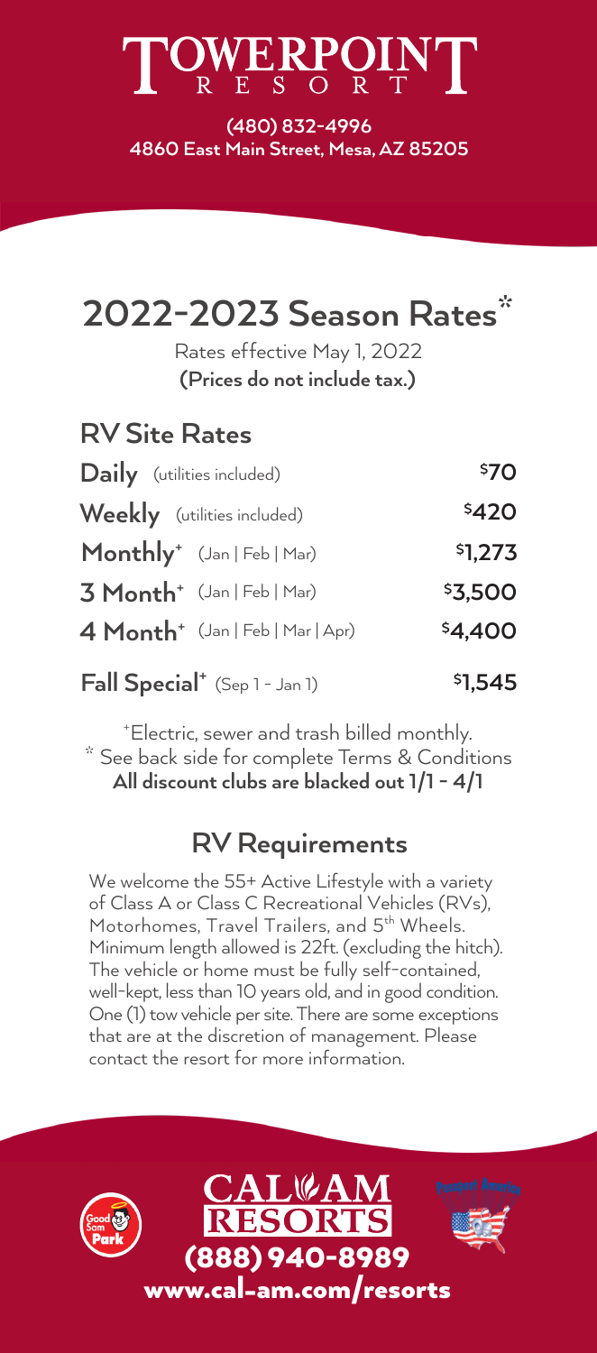# TOWERPOINT RESORT

**(480) 832-4996**
**4860 East Main Street, Mesa, AZ 85205**

## 2022-2023 Season Rates*

Rates effective May 1, 2022
**(Prices do not include tax.)**

### RV Site Rates

| | |
|---|---|
| **Daily** (utilities included) | $70 |
| **Weekly** (utilities included) | $420 |
| **Monthly**+ (Jan \| Feb \| Mar) | $1,273 |
| **3 Month**+ (Jan \| Feb \| Mar) | $3,500 |
| **4 Month**+ (Jan \| Feb \| Mar \| Apr) | $4,400 |
| **Fall Special**+ (Sep 1 - Jan 1) | $1,545 |

+Electric, sewer and trash billed monthly.
* See back side for complete Terms & Conditions
**All discount clubs are blacked out 1/1 - 4/1**

### RV Requirements

We welcome the 55+ Active Lifestyle with a variety of Class A or Class C Recreational Vehicles (RVs), Motorhomes, Travel Trailers, and 5th Wheels. Minimum length allowed is 22ft. (excluding the hitch). The vehicle or home must be fully self-contained, well-kept, less than 10 years old, and in good condition. One (1) tow vehicle per site. There are some exceptions that are at the discretion of management. Please contact the resort for more information.

Good Sam Park

CAL-AM RESORTS
**(888) 940-8989**
**www.cal-am.com/resorts**

Passport America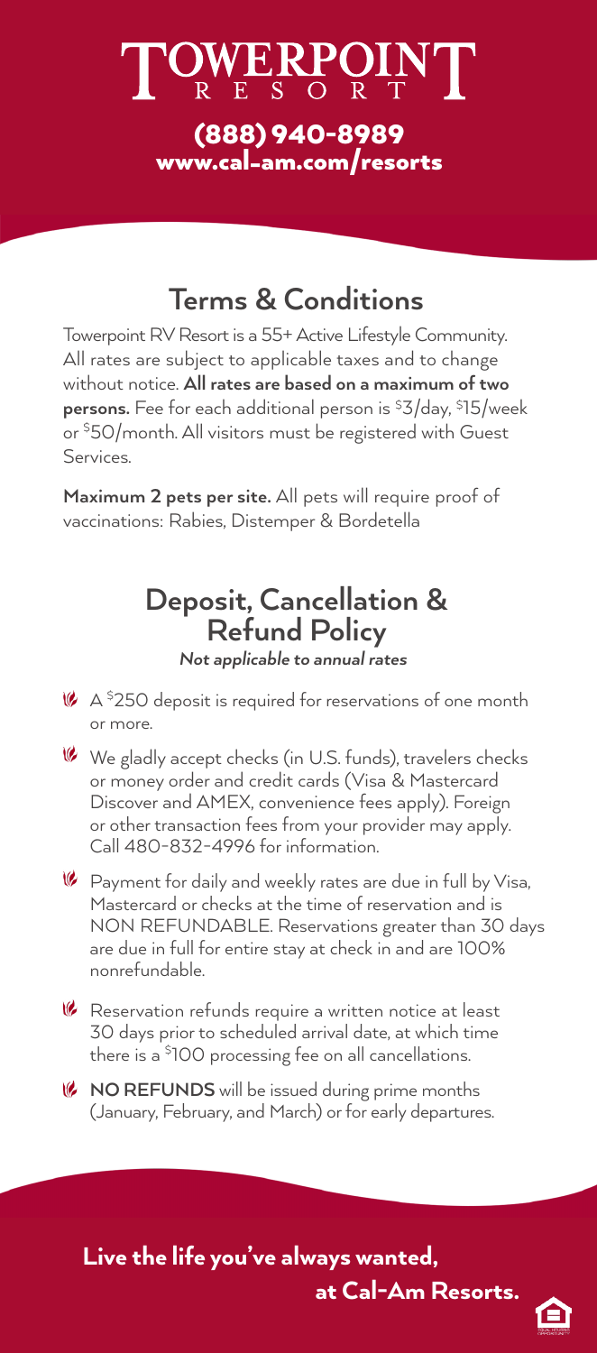# TOWERPOINT RESORT

**(888) 940-8989**
**www.cal-am.com/resorts**

## Terms & Conditions

Towerpoint RV Resort is a 55+ Active Lifestyle Community. All rates are subject to applicable taxes and to change without notice. **All rates are based on a maximum of two persons.** Fee for each additional person is $3/day, $15/week or $50/month. All visitors must be registered with Guest Services.

**Maximum 2 pets per site.** All pets will require proof of vaccinations: Rabies, Distemper & Bordetella

## Deposit, Cancellation & Refund Policy

***Not applicable to annual rates***

- A $250 deposit is required for reservations of one month or more.
- We gladly accept checks (in U.S. funds), travelers checks or money order and credit cards (Visa & Mastercard Discover and AMEX, convenience fees apply). Foreign or other transaction fees from your provider may apply. Call 480-832-4996 for information.
- Payment for daily and weekly rates are due in full by Visa, Mastercard or checks at the time of reservation and is NON REFUNDABLE. Reservations greater than 30 days are due in full for entire stay at check in and are 100% nonrefundable.
- Reservation refunds require a written notice at least 30 days prior to scheduled arrival date, at which time there is a $100 processing fee on all cancellations.
- **NO REFUNDS** will be issued during prime months (January, February, and March) or for early departures.

**Live the life you've always wanted, at Cal-Am Resorts.**